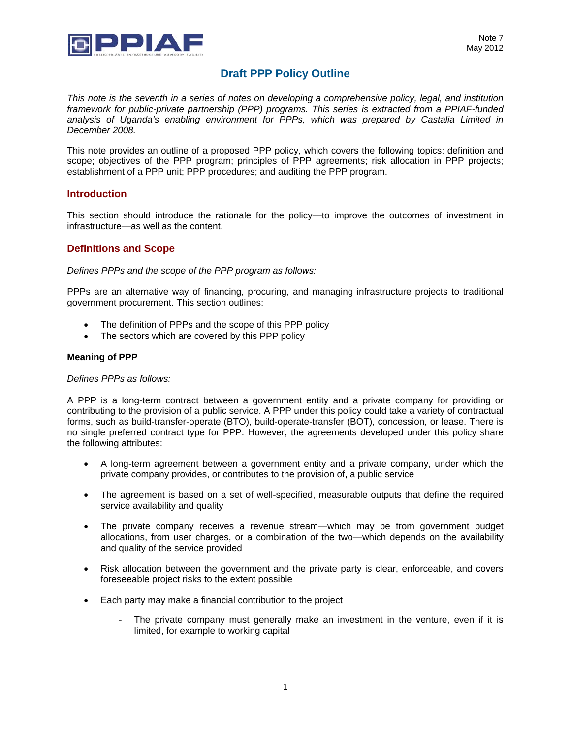Note 7
May 2012

# Draft PPP Policy Outline

*This note is the seventh in a series of notes on developing a comprehensive policy, legal, and institution framework for public-private partnership (PPP) programs. This series is extracted from a PPIAF-funded analysis of Uganda's enabling environment for PPPs, which was prepared by Castalia Limited in December 2008.*

This note provides an outline of a proposed PPP policy, which covers the following topics: definition and scope; objectives of the PPP program; principles of PPP agreements; risk allocation in PPP projects; establishment of a PPP unit; PPP procedures; and auditing the PPP program.

## Introduction

This section should introduce the rationale for the policy—to improve the outcomes of investment in infrastructure—as well as the content.

## Definitions and Scope

*Defines PPPs and the scope of the PPP program as follows:*

PPPs are an alternative way of financing, procuring, and managing infrastructure projects to traditional government procurement. This section outlines:

- The definition of PPPs and the scope of this PPP policy
- The sectors which are covered by this PPP policy

### Meaning of PPP

*Defines PPPs as follows:*

A PPP is a long-term contract between a government entity and a private company for providing or contributing to the provision of a public service. A PPP under this policy could take a variety of contractual forms, such as build-transfer-operate (BTO), build-operate-transfer (BOT), concession, or lease. There is no single preferred contract type for PPP. However, the agreements developed under this policy share the following attributes:

- A long-term agreement between a government entity and a private company, under which the private company provides, or contributes to the provision of, a public service
- The agreement is based on a set of well-specified, measurable outputs that define the required service availability and quality
- The private company receives a revenue stream—which may be from government budget allocations, from user charges, or a combination of the two—which depends on the availability and quality of the service provided
- Risk allocation between the government and the private party is clear, enforceable, and covers foreseeable project risks to the extent possible
- Each party may make a financial contribution to the project
  - The private company must generally make an investment in the venture, even if it is limited, for example to working capital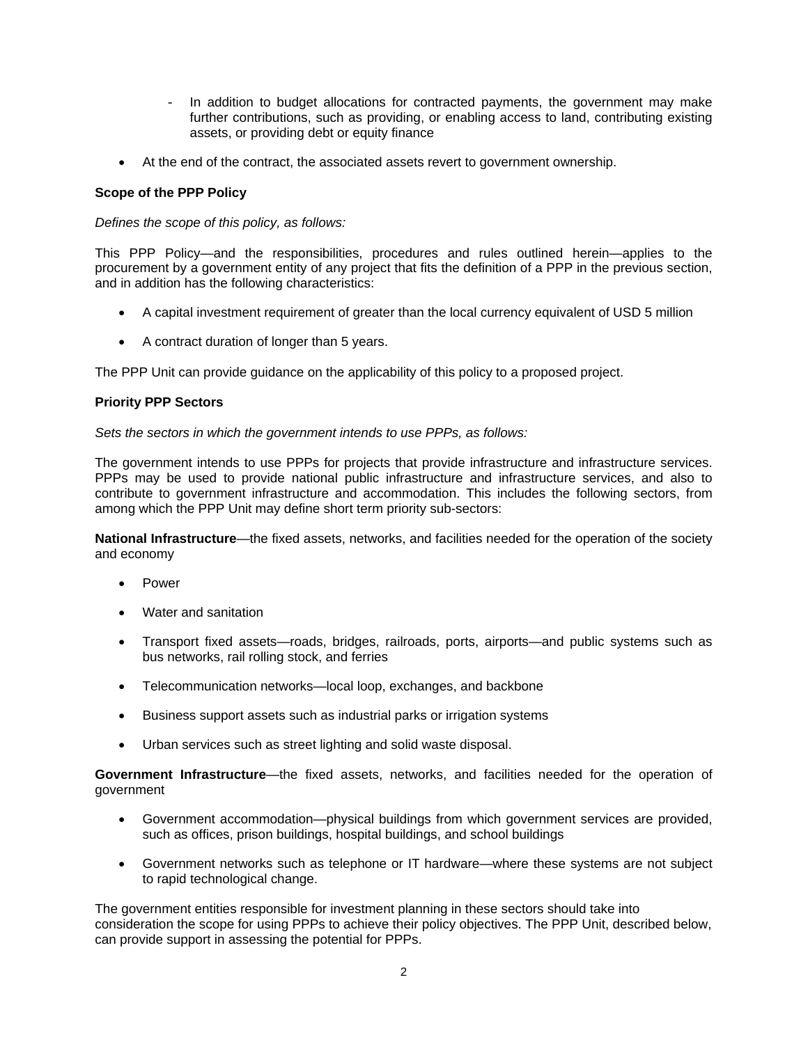- In addition to budget allocations for contracted payments, the government may make further contributions, such as providing, or enabling access to land, contributing existing assets, or providing debt or equity finance

- At the end of the contract, the associated assets revert to government ownership.

**Scope of the PPP Policy**

*Defines the scope of this policy, as follows:*

This PPP Policy—and the responsibilities, procedures and rules outlined herein—applies to the procurement by a government entity of any project that fits the definition of a PPP in the previous section, and in addition has the following characteristics:

- A capital investment requirement of greater than the local currency equivalent of USD 5 million
- A contract duration of longer than 5 years.

The PPP Unit can provide guidance on the applicability of this policy to a proposed project.

**Priority PPP Sectors**

*Sets the sectors in which the government intends to use PPPs, as follows:*

The government intends to use PPPs for projects that provide infrastructure and infrastructure services. PPPs may be used to provide national public infrastructure and infrastructure services, and also to contribute to government infrastructure and accommodation. This includes the following sectors, from among which the PPP Unit may define short term priority sub-sectors:

**National Infrastructure**—the fixed assets, networks, and facilities needed for the operation of the society and economy

- Power
- Water and sanitation
- Transport fixed assets—roads, bridges, railroads, ports, airports—and public systems such as bus networks, rail rolling stock, and ferries
- Telecommunication networks—local loop, exchanges, and backbone
- Business support assets such as industrial parks or irrigation systems
- Urban services such as street lighting and solid waste disposal.

**Government Infrastructure**—the fixed assets, networks, and facilities needed for the operation of government

- Government accommodation—physical buildings from which government services are provided, such as offices, prison buildings, hospital buildings, and school buildings
- Government networks such as telephone or IT hardware—where these systems are not subject to rapid technological change.

The government entities responsible for investment planning in these sectors should take into consideration the scope for using PPPs to achieve their policy objectives. The PPP Unit, described below, can provide support in assessing the potential for PPPs.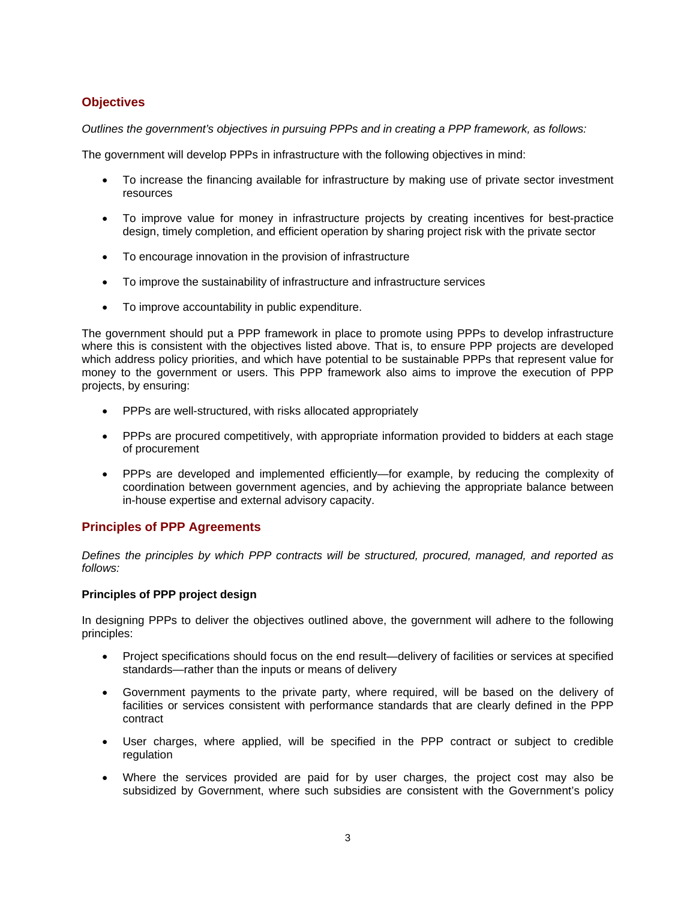## Objectives

*Outlines the government's objectives in pursuing PPPs and in creating a PPP framework, as follows:*

The government will develop PPPs in infrastructure with the following objectives in mind:

- To increase the financing available for infrastructure by making use of private sector investment resources
- To improve value for money in infrastructure projects by creating incentives for best-practice design, timely completion, and efficient operation by sharing project risk with the private sector
- To encourage innovation in the provision of infrastructure
- To improve the sustainability of infrastructure and infrastructure services
- To improve accountability in public expenditure.

The government should put a PPP framework in place to promote using PPPs to develop infrastructure where this is consistent with the objectives listed above. That is, to ensure PPP projects are developed which address policy priorities, and which have potential to be sustainable PPPs that represent value for money to the government or users. This PPP framework also aims to improve the execution of PPP projects, by ensuring:

- PPPs are well-structured, with risks allocated appropriately
- PPPs are procured competitively, with appropriate information provided to bidders at each stage of procurement
- PPPs are developed and implemented efficiently—for example, by reducing the complexity of coordination between government agencies, and by achieving the appropriate balance between in-house expertise and external advisory capacity.

## Principles of PPP Agreements

*Defines the principles by which PPP contracts will be structured, procured, managed, and reported as follows:*

**Principles of PPP project design**

In designing PPPs to deliver the objectives outlined above, the government will adhere to the following principles:

- Project specifications should focus on the end result—delivery of facilities or services at specified standards—rather than the inputs or means of delivery
- Government payments to the private party, where required, will be based on the delivery of facilities or services consistent with performance standards that are clearly defined in the PPP contract
- User charges, where applied, will be specified in the PPP contract or subject to credible regulation
- Where the services provided are paid for by user charges, the project cost may also be subsidized by Government, where such subsidies are consistent with the Government's policy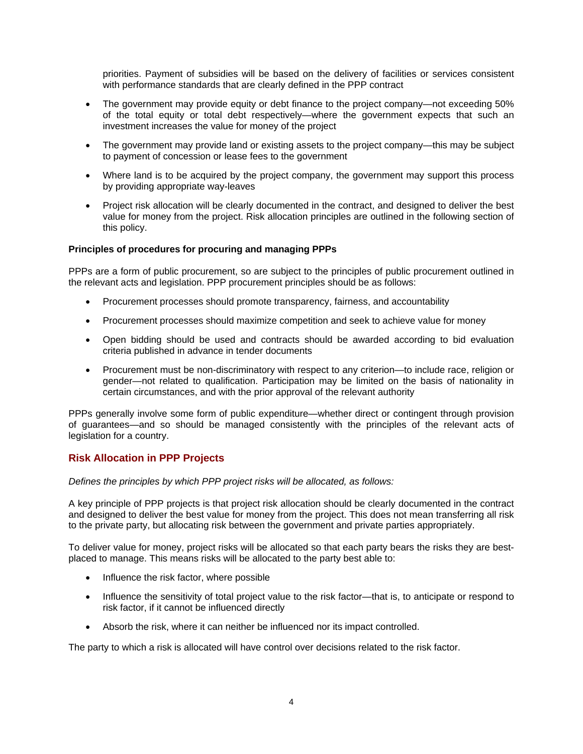priorities. Payment of subsidies will be based on the delivery of facilities or services consistent with performance standards that are clearly defined in the PPP contract

- The government may provide equity or debt finance to the project company—not exceeding 50% of the total equity or total debt respectively—where the government expects that such an investment increases the value for money of the project
- The government may provide land or existing assets to the project company—this may be subject to payment of concession or lease fees to the government
- Where land is to be acquired by the project company, the government may support this process by providing appropriate way-leaves
- Project risk allocation will be clearly documented in the contract, and designed to deliver the best value for money from the project. Risk allocation principles are outlined in the following section of this policy.

**Principles of procedures for procuring and managing PPPs**

PPPs are a form of public procurement, so are subject to the principles of public procurement outlined in the relevant acts and legislation. PPP procurement principles should be as follows:

- Procurement processes should promote transparency, fairness, and accountability
- Procurement processes should maximize competition and seek to achieve value for money
- Open bidding should be used and contracts should be awarded according to bid evaluation criteria published in advance in tender documents
- Procurement must be non-discriminatory with respect to any criterion—to include race, religion or gender—not related to qualification. Participation may be limited on the basis of nationality in certain circumstances, and with the prior approval of the relevant authority

PPPs generally involve some form of public expenditure—whether direct or contingent through provision of guarantees—and so should be managed consistently with the principles of the relevant acts of legislation for a country.

## Risk Allocation in PPP Projects

*Defines the principles by which PPP project risks will be allocated, as follows:*

A key principle of PPP projects is that project risk allocation should be clearly documented in the contract and designed to deliver the best value for money from the project. This does not mean transferring all risk to the private party, but allocating risk between the government and private parties appropriately.

To deliver value for money, project risks will be allocated so that each party bears the risks they are best-placed to manage. This means risks will be allocated to the party best able to:

- Influence the risk factor, where possible
- Influence the sensitivity of total project value to the risk factor—that is, to anticipate or respond to risk factor, if it cannot be influenced directly
- Absorb the risk, where it can neither be influenced nor its impact controlled.

The party to which a risk is allocated will have control over decisions related to the risk factor.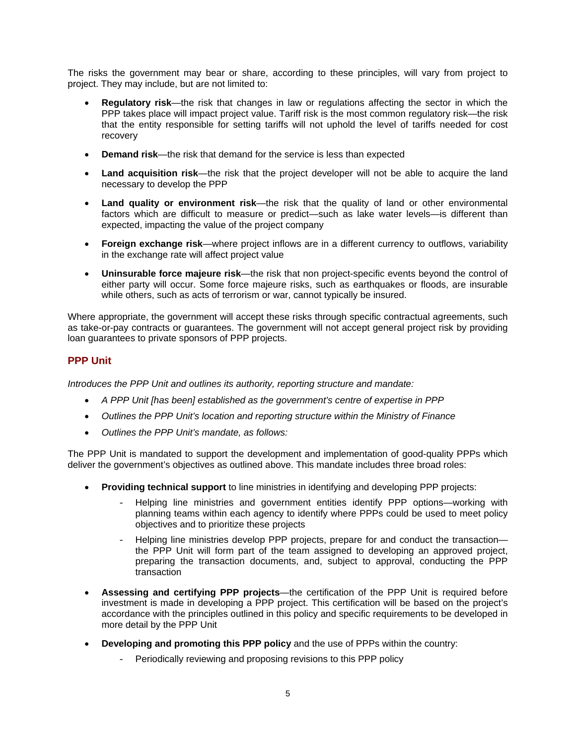The risks the government may bear or share, according to these principles, will vary from project to project. They may include, but are not limited to:

- **Regulatory risk**—the risk that changes in law or regulations affecting the sector in which the PPP takes place will impact project value. Tariff risk is the most common regulatory risk—the risk that the entity responsible for setting tariffs will not uphold the level of tariffs needed for cost recovery
- **Demand risk**—the risk that demand for the service is less than expected
- **Land acquisition risk**—the risk that the project developer will not be able to acquire the land necessary to develop the PPP
- **Land quality or environment risk**—the risk that the quality of land or other environmental factors which are difficult to measure or predict—such as lake water levels—is different than expected, impacting the value of the project company
- **Foreign exchange risk**—where project inflows are in a different currency to outflows, variability in the exchange rate will affect project value
- **Uninsurable force majeure risk**—the risk that non project-specific events beyond the control of either party will occur. Some force majeure risks, such as earthquakes or floods, are insurable while others, such as acts of terrorism or war, cannot typically be insured.

Where appropriate, the government will accept these risks through specific contractual agreements, such as take-or-pay contracts or guarantees. The government will not accept general project risk by providing loan guarantees to private sponsors of PPP projects.

## PPP Unit

*Introduces the PPP Unit and outlines its authority, reporting structure and mandate:*

- *A PPP Unit [has been] established as the government's centre of expertise in PPP*
- *Outlines the PPP Unit's location and reporting structure within the Ministry of Finance*
- *Outlines the PPP Unit's mandate, as follows:*

The PPP Unit is mandated to support the development and implementation of good-quality PPPs which deliver the government's objectives as outlined above. This mandate includes three broad roles:

- **Providing technical support** to line ministries in identifying and developing PPP projects:
  - Helping line ministries and government entities identify PPP options—working with planning teams within each agency to identify where PPPs could be used to meet policy objectives and to prioritize these projects
  - Helping line ministries develop PPP projects, prepare for and conduct the transaction—the PPP Unit will form part of the team assigned to developing an approved project, preparing the transaction documents, and, subject to approval, conducting the PPP transaction
- **Assessing and certifying PPP projects**—the certification of the PPP Unit is required before investment is made in developing a PPP project. This certification will be based on the project's accordance with the principles outlined in this policy and specific requirements to be developed in more detail by the PPP Unit
- **Developing and promoting this PPP policy** and the use of PPPs within the country:
  - Periodically reviewing and proposing revisions to this PPP policy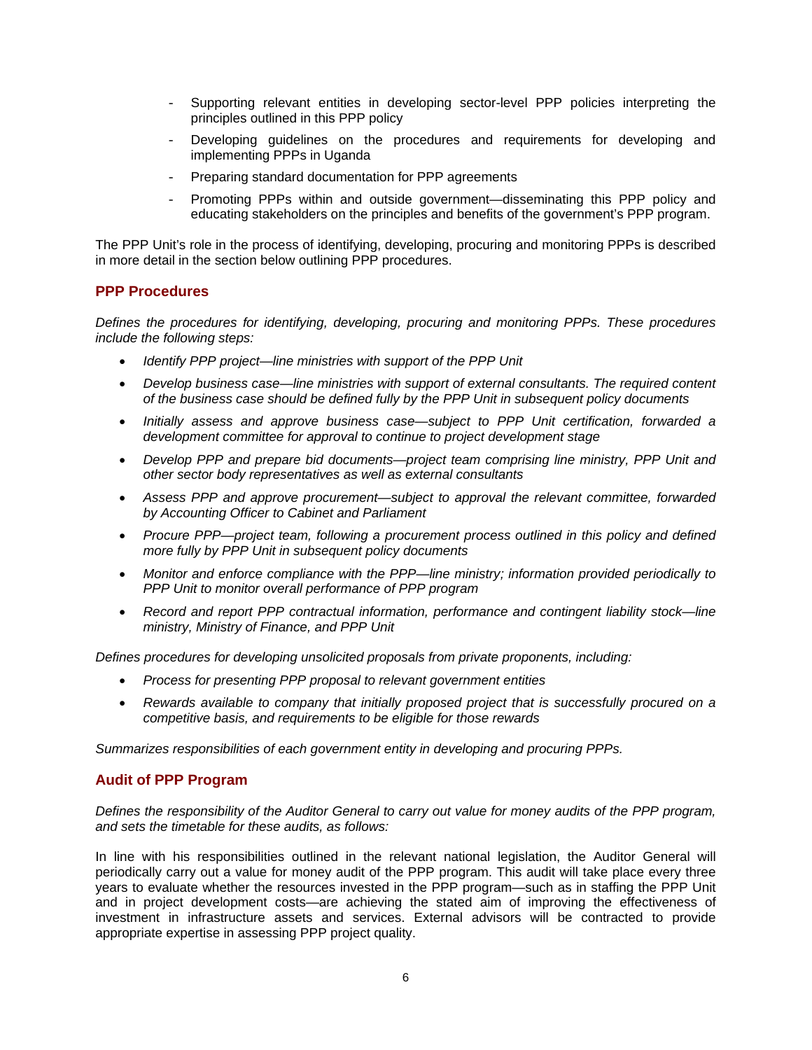- Supporting relevant entities in developing sector-level PPP policies interpreting the principles outlined in this PPP policy
- Developing guidelines on the procedures and requirements for developing and implementing PPPs in Uganda
- Preparing standard documentation for PPP agreements
- Promoting PPPs within and outside government—disseminating this PPP policy and educating stakeholders on the principles and benefits of the government's PPP program.

The PPP Unit's role in the process of identifying, developing, procuring and monitoring PPPs is described in more detail in the section below outlining PPP procedures.

## PPP Procedures

*Defines the procedures for identifying, developing, procuring and monitoring PPPs. These procedures include the following steps:*

- *Identify PPP project—line ministries with support of the PPP Unit*
- *Develop business case—line ministries with support of external consultants. The required content of the business case should be defined fully by the PPP Unit in subsequent policy documents*
- *Initially assess and approve business case—subject to PPP Unit certification, forwarded a development committee for approval to continue to project development stage*
- *Develop PPP and prepare bid documents—project team comprising line ministry, PPP Unit and other sector body representatives as well as external consultants*
- *Assess PPP and approve procurement—subject to approval the relevant committee, forwarded by Accounting Officer to Cabinet and Parliament*
- *Procure PPP—project team, following a procurement process outlined in this policy and defined more fully by PPP Unit in subsequent policy documents*
- *Monitor and enforce compliance with the PPP—line ministry; information provided periodically to PPP Unit to monitor overall performance of PPP program*
- *Record and report PPP contractual information, performance and contingent liability stock—line ministry, Ministry of Finance, and PPP Unit*

*Defines procedures for developing unsolicited proposals from private proponents, including:*

- *Process for presenting PPP proposal to relevant government entities*
- *Rewards available to company that initially proposed project that is successfully procured on a competitive basis, and requirements to be eligible for those rewards*

*Summarizes responsibilities of each government entity in developing and procuring PPPs.*

## Audit of PPP Program

*Defines the responsibility of the Auditor General to carry out value for money audits of the PPP program, and sets the timetable for these audits, as follows:*

In line with his responsibilities outlined in the relevant national legislation, the Auditor General will periodically carry out a value for money audit of the PPP program. This audit will take place every three years to evaluate whether the resources invested in the PPP program—such as in staffing the PPP Unit and in project development costs—are achieving the stated aim of improving the effectiveness of investment in infrastructure assets and services. External advisors will be contracted to provide appropriate expertise in assessing PPP project quality.